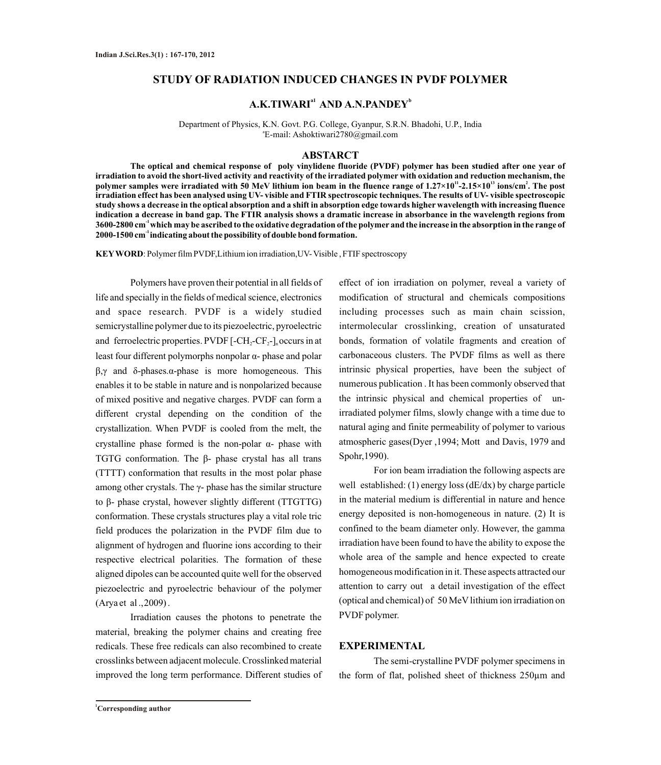# STUDY OF RADIATION INDUCED CHANGES IN PVDF POLYMER

**A.K.TIWARI[a1] AND A.N.PANDEY[b]**

Department of Physics, K.N. Govt. P.G. College, Gyanpur, S.R.N. Bhadohi, U.P., India
[a]E-mail: Ashoktiwari2780@gmail.com

## ABSTARCT

**The optical and chemical response of poly vinylidene fluoride (PVDF) polymer has been studied after one year of irradiation to avoid the short-lived activity and reactivity of the irradiated polymer with oxidation and reduction mechanism, the polymer samples were irradiated with 50 MeV lithium ion beam in the fluence range of $1.27\times10^{11}$-$2.15\times10^{13}$ ions/cm$^2$. The post irradiation effect has been analysed using UV- visible and FTIR spectroscopic techniques. The results of UV- visible spectroscopic study shows a decrease in the optical absorption and a shift in absorption edge towards higher wavelength with increasing fluence indication a decrease in band gap. The FTIR analysis shows a dramatic increase in absorbance in the wavelength regions from 3600-2800 cm$^{-1}$ which may be ascribed to the oxidative degradation of the polymer and the increase in the absorption in the range of 2000-1500 cm$^{-1}$ indicating about the possibility of double bond formation.**

**KEY WORD**: Polymer film PVDF,Lithium ion irradiation,UV- Visible , FTIF spectroscopy

Polymers have proven their potential in all fields of life and specially in the fields of medical science, electronics and space research. PVDF is a widely studied semicrystalline polymer due to its piezoelectric, pyroelectric and ferroelectric properties. PVDF [-$CH_2$-$CF_2$-]$_n$ occurs in at least four different polymorphs nonpolar α- phase and polar β,γ and δ-phases.α-phase is more homogeneous. This enables it to be stable in nature and is nonpolarized because of mixed positive and negative charges. PVDF can form a different crystal depending on the condition of the crystallization. When PVDF is cooled from the melt, the crystalline phase formed is the non-polar α- phase with TGTG conformation. The β- phase crystal has all trans (TTTT) conformation that results in the most polar phase among other crystals. The γ- phase has the similar structure to β- phase crystal, however slightly different (TTGTTG) conformation. These crystals structures play a vital role tric field produces the polarization in the PVDF film due to alignment of hydrogen and fluorine ions according to their respective electrical polarities. The formation of these aligned dipoles can be accounted quite well for the observed piezoelectric and pyroelectric behaviour of the polymer (Arya et al .,2009) .

Irradiation causes the photons to penetrate the material, breaking the polymer chains and creating free redicals. These free redicals can also recombined to create crosslinks between adjacent molecule. Crosslinked material improved the long term performance. Different studies of effect of ion irradiation on polymer, reveal a variety of modification of structural and chemicals compositions including processes such as main chain scission, intermolecular crosslinking, creation of unsaturated bonds, formation of volatile fragments and creation of carbonaceous clusters. The PVDF films as well as there intrinsic physical properties, have been the subject of numerous publication . It has been commonly observed that the intrinsic physical and chemical properties of un-irradiated polymer films, slowly change with a time due to natural aging and finite permeability of polymer to various atmospheric gases(Dyer ,1994; Mott and Davis, 1979 and Spohr,1990).

For ion beam irradiation the following aspects are well established: (1) energy loss (dE/dx) by charge particle in the material medium is differential in nature and hence energy deposited is non-homogeneous in nature. (2) It is confined to the beam diameter only. However, the gamma irradiation have been found to have the ability to expose the whole area of the sample and hence expected to create homogeneous modification in it. These aspects attracted our attention to carry out a detail investigation of the effect (optical and chemical) of 50 MeV lithium ion irradiation on PVDF polymer.

## EXPERIMENTAL

The semi-crystalline PVDF polymer specimens in the form of flat, polished sheet of thickness 250μm and

[1]Corresponding author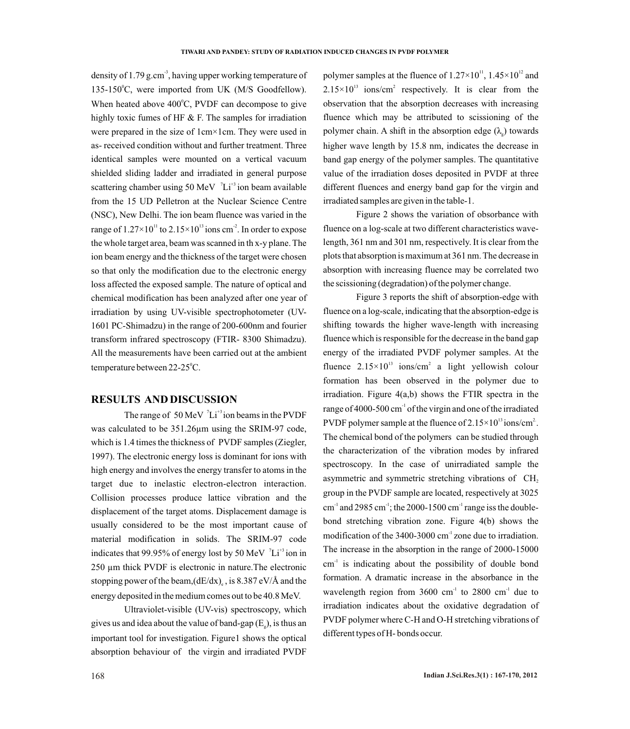density of 1.79 g.cm$^{-3}$, having upper working temperature of 135-150$^0$C, were imported from UK (M/S Goodfellow). When heated above 400$^0$C, PVDF can decompose to give highly toxic fumes of HF & F. The samples for irradiation were prepared in the size of 1cm×1cm. They were used in as- received condition without and further treatment. Three identical samples were mounted on a vertical vacuum shielded sliding ladder and irradiated in general purpose scattering chamber using 50 MeV $^7Li^{+3}$ ion beam available from the 15 UD Pelletron at the Nuclear Science Centre (NSC), New Delhi. The ion beam fluence was varied in the range of $1.27\times10^{11}$ to $2.15\times10^{13}$ ions cm$^{-2}$. In order to expose the whole target area, beam was scanned in th x-y plane. The ion beam energy and the thickness of the target were chosen so that only the modification due to the electronic energy loss affected the exposed sample. The nature of optical and chemical modification has been analyzed after one year of irradiation by using UV-visible spectrophotometer (UV-1601 PC-Shimadzu) in the range of 200-600nm and fourier transform infrared spectroscopy (FTIR- 8300 Shimadzu). All the measurements have been carried out at the ambient temperature between 22-25$^0$C.

## RESULTS AND DISCUSSION

The range of 50 MeV $^7Li^{+3}$ ion beams in the PVDF was calculated to be 351.26μm using the SRIM-97 code, which is 1.4 times the thickness of PVDF samples (Ziegler, 1997). The electronic energy loss is dominant for ions with high energy and involves the energy transfer to atoms in the target due to inelastic electron-electron interaction. Collision processes produce lattice vibration and the displacement of the target atoms. Displacement damage is usually considered to be the most important cause of material modification in solids. The SRIM-97 code indicates that 99.95% of energy lost by 50 MeV $^7Li^{+3}$ ion in 250 μm thick PVDF is electronic in nature.The electronic stopping power of the beam,$(dE/dx)_e$ , is 8.387 eV/Å and the energy deposited in the medium comes out to be 40.8 MeV.

Ultraviolet-visible (UV-vis) spectroscopy, which gives us and idea about the value of band-gap ($E_g$), is thus an important tool for investigation. Figure1 shows the optical absorption behaviour of the virgin and irradiated PVDF polymer samples at the fluence of $1.27\times10^{11}$, $1.45\times10^{12}$ and $2.15\times10^{13}$ ions/cm$^2$ respectively. It is clear from the observation that the absorption decreases with increasing fluence which may be attributed to scissioning of the polymer chain. A shift in the absorption edge ($\lambda_g$) towards higher wave length by 15.8 nm, indicates the decrease in band gap energy of the polymer samples. The quantitative value of the irradiation doses deposited in PVDF at three different fluences and energy band gap for the virgin and irradiated samples are given in the table-1.

Figure 2 shows the variation of obsorbance with fluence on a log-scale at two different characteristics wave-length, 361 nm and 301 nm, respectively. It is clear from the plots that absorption is maximum at 361 nm. The decrease in absorption with increasing fluence may be correlated two the scissioning (degradation) of the polymer change.

Figure 3 reports the shift of absorption-edge with fluence on a log-scale, indicating that the absorption-edge is shifting towards the higher wave-length with increasing fluence which is responsible for the decrease in the band gap energy of the irradiated PVDF polymer samples. At the fluence $2.15\times10^{13}$ ions/cm$^2$ a light yellowish colour formation has been observed in the polymer due to irradiation. Figure 4(a,b) shows the FTIR spectra in the range of 4000-500 cm$^{-1}$ of the virgin and one of the irradiated PVDF polymer sample at the fluence of $2.15\times10^{13}$ ions/cm$^2$. The chemical bond of the polymers can be studied through the characterization of the vibration modes by infrared spectroscopy. In the case of unirradiated sample the asymmetric and symmetric stretching vibrations of $CH_2$ group in the PVDF sample are located, respectively at 3025 cm$^{-1}$ and 2985 cm$^{-1}$; the 2000-1500 cm$^{-1}$ range iss the double-bond stretching vibration zone. Figure 4(b) shows the modification of the 3400-3000 cm$^{-1}$ zone due to irradiation. The increase in the absorption in the range of 2000-15000 cm$^{-1}$ is indicating about the possibility of double bond formation. A dramatic increase in the absorbance in the wavelength region from 3600 cm$^{-1}$ to 2800 cm$^{-1}$ due to irradiation indicates about the oxidative degradation of PVDF polymer where C-H and O-H stretching vibrations of different types of H- bonds occur.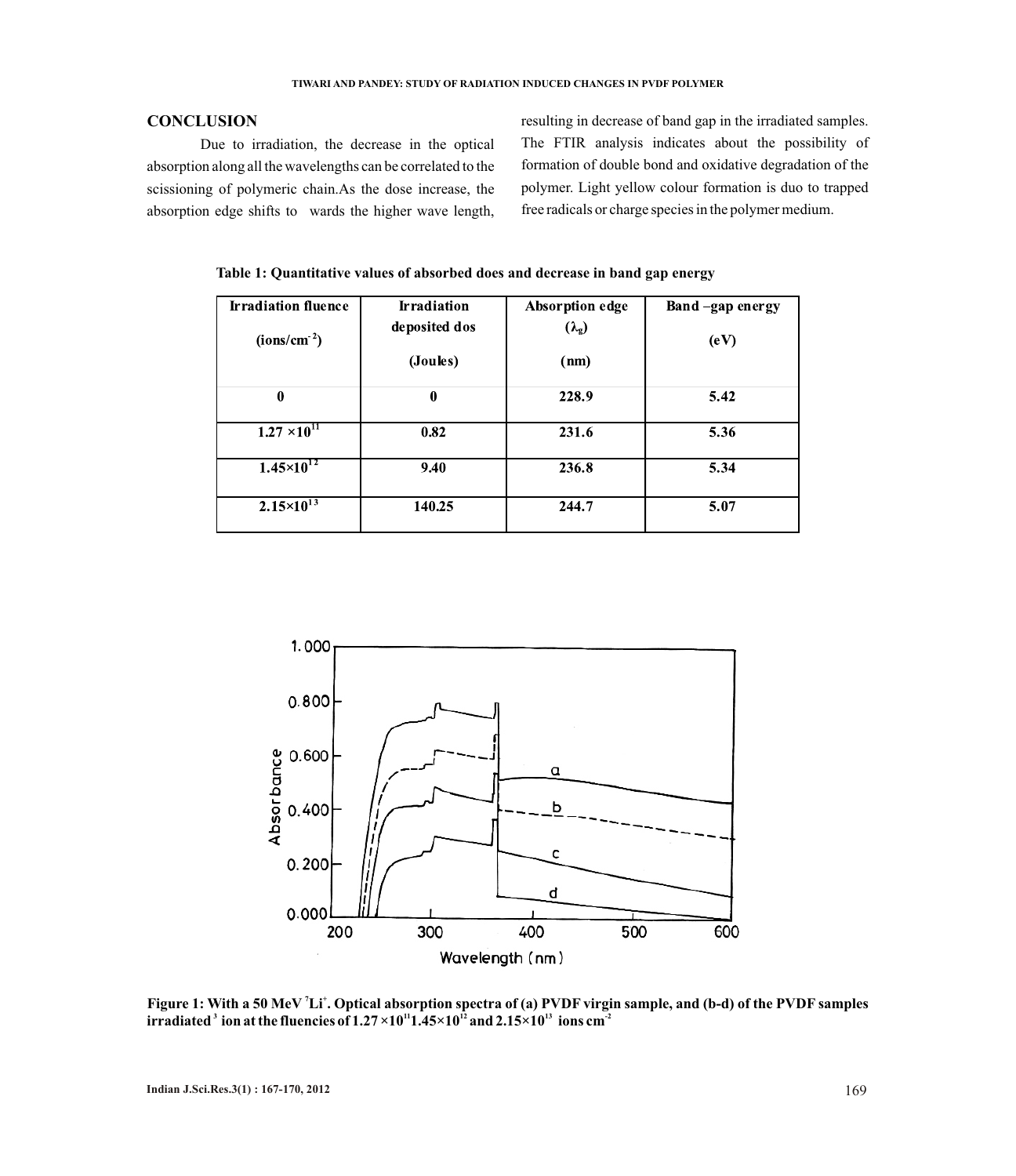## CONCLUSION

Due to irradiation, the decrease in the optical absorption along all the wavelengths can be correlated to the scissioning of polymeric chain.As the dose increase, the absorption edge shifts to wards the higher wave length, resulting in decrease of band gap in the irradiated samples. The FTIR analysis indicates about the possibility of formation of double bond and oxidative degradation of the polymer. Light yellow colour formation is duo to trapped free radicals or charge species in the polymer medium.

**Table 1: Quantitative values of absorbed does and decrease in band gap energy**

| Irradiation fluence (ions/cm$^{-2}$) | Irradiation deposited dos (Joules) | Absorption edge ($\lambda_g$) (nm) | Band –gap energy (eV) |
|---|---|---|---|
| 0 | 0 | 228.9 | 5.42 |
| $1.27 \times 10^{11}$ | 0.82 | 231.6 | 5.36 |
| $1.45 \times 10^{12}$ | 9.40 | 236.8 | 5.34 |
| $2.15 \times 10^{13}$ | 140.25 | 244.7 | 5.07 |

**Figure 1: With a 50 MeV $^7Li^+$. Optical absorption spectra of (a) PVDF virgin sample, and (b-d) of the PVDF samples irradiated [3] ion at the fluencies of $1.27 \times 10^{11}$ $1.45 \times 10^{12}$ and $2.15 \times 10^{13}$ ions cm$^{-2}$**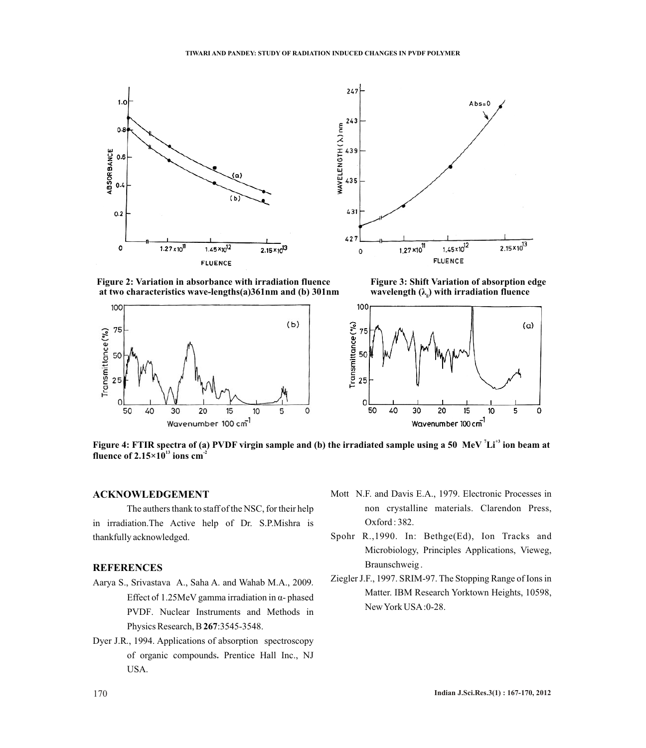1.0
0.8
0.6
0.4
0.2
0
ABSORBANCE
(a)
(b)
1.27×10^11
1.45×10^12
2.15×10^13
FLUENCE

Abs=0
247
243
439
435
431
427
WAVELENGTH (λ) nm
0
1.27×10^11
1.45×10^12
2.15×10^13
FLUENCE

**Figure 2: Variation in absorbance with irradiation fluence at two characteristics wave-lengths(a)361nm and (b) 301nm**

**Figure 3: Shift Variation of absorption edge wavelength ($\lambda_g$) with irradiation fluence**

(b)
Transmittance (%)
100
75
50
25
0
50 40 30 20 15 10 5 0
Wavenumber 100 cm⁻¹

(a)
Transmittance (%)
100
75
50
25
0
50 40 30 20 15 10 5 0
Wavenumber 100 cm⁻¹

**Figure 4: FTIR spectra of (a) PVDF virgin sample and (b) the irradiated sample using a 50 MeV $^{7}Li^{+3}$ ion beam at fluence of $2.15\times10^{13}$ ions $cm^{-2}$**

## ACKNOWLEDGEMENT

The authers thank to staff of the NSC, for their help in irradiation.The Active help of Dr. S.P.Mishra is thankfully acknowledged.

## REFERENCES

Aarya S., Srivastava A., Saha A. and Wahab M.A., 2009. Effect of 1.25MeV gamma irradiation in α- phased PVDF. Nuclear Instruments and Methods in Physics Research, B **267**:3545-3548.

Dyer J.R., 1994. Applications of absorption spectroscopy of organic compounds**.** Prentice Hall Inc., NJ USA.

Mott N.F. and Davis E.A., 1979. Electronic Processes in non crystalline materials. Clarendon Press, Oxford : 382.

Spohr R.,1990. In: Bethge(Ed), Ion Tracks and Microbiology, Principles Applications, Vieweg, Braunschweig .

Ziegler J.F., 1997. SRIM-97. The Stopping Range of Ions in Matter. IBM Research Yorktown Heights, 10598, New York USA :0-28.